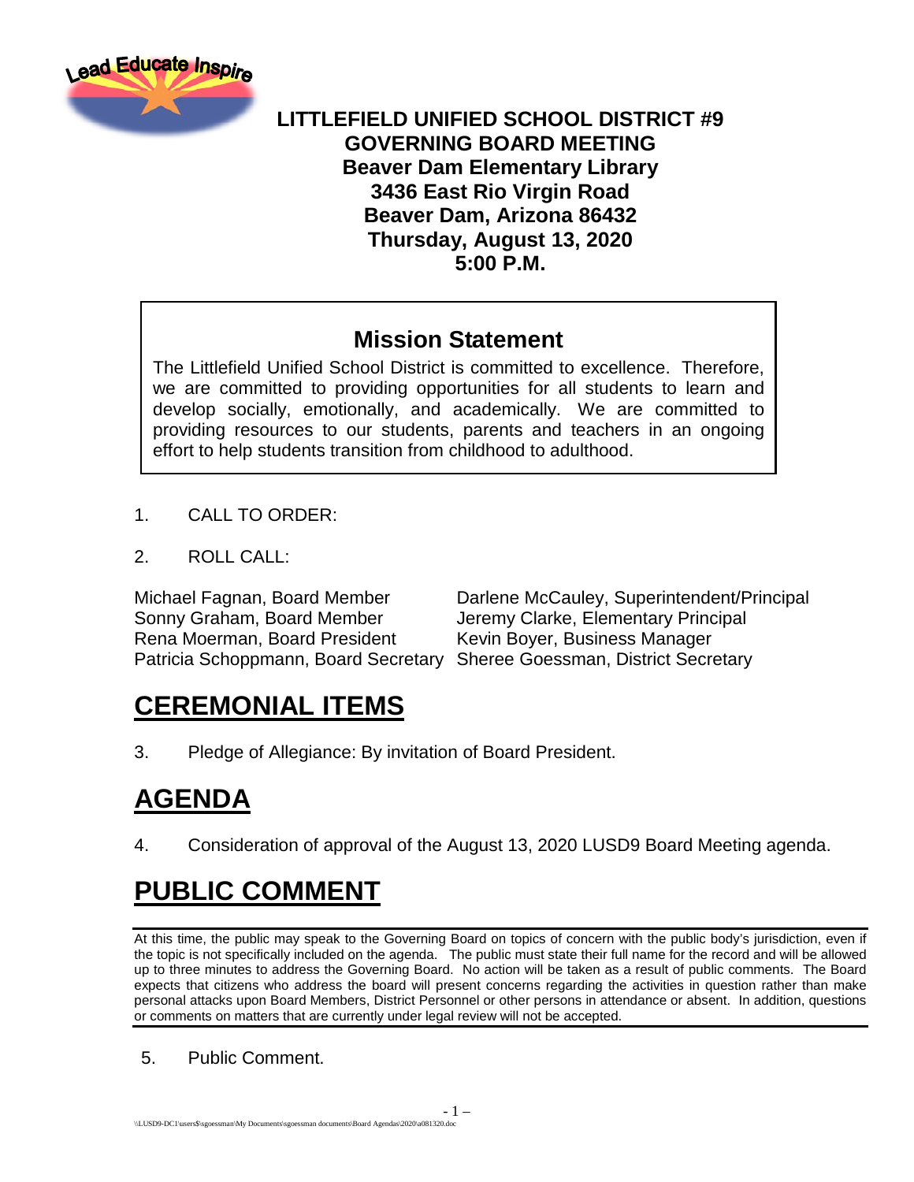# LITTLEFIELD UNIFIED SCHOOL DISTRICT #9
## GOVERNING BOARD MEETING
**Beaver Dam Elementary Library**
**3436 East Rio Virgin Road**
**Beaver Dam, Arizona 86432**
**Thursday, August 13, 2020**
**5:00 P.M.**

### Mission Statement

The Littlefield Unified School District is committed to excellence. Therefore, we are committed to providing opportunities for all students to learn and develop socially, emotionally, and academically. We are committed to providing resources to our students, parents and teachers in an ongoing effort to help students transition from childhood to adulthood.

1. CALL TO ORDER:

2. ROLL CALL:

Michael Fagnan, Board Member
Sonny Graham, Board Member
Rena Moerman, Board President
Patricia Schoppmann, Board Secretary

Darlene McCauley, Superintendent/Principal
Jeremy Clarke, Elementary Principal
Kevin Boyer, Business Manager
Sheree Goessman, District Secretary

# CEREMONIAL ITEMS

3. Pledge of Allegiance: By invitation of Board President.

# AGENDA

4. Consideration of approval of the August 13, 2020 LUSD9 Board Meeting agenda.

# PUBLIC COMMENT

At this time, the public may speak to the Governing Board on topics of concern with the public body's jurisdiction, even if the topic is not specifically included on the agenda. The public must state their full name for the record and will be allowed up to three minutes to address the Governing Board. No action will be taken as a result of public comments. The Board expects that citizens who address the board will present concerns regarding the activities in question rather than make personal attacks upon Board Members, District Personnel or other persons in attendance or absent. In addition, questions or comments on matters that are currently under legal review will not be accepted.

5. Public Comment.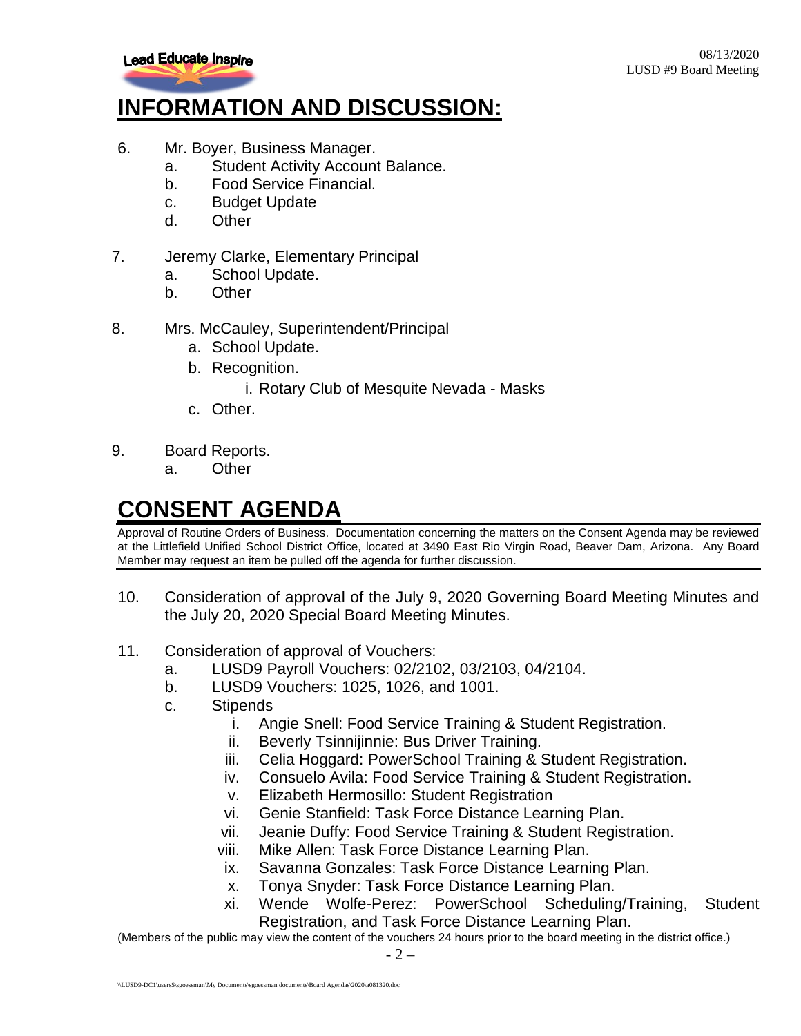## INFORMATION AND DISCUSSION:

6. Mr. Boyer, Business Manager.
   a. Student Activity Account Balance.
   b. Food Service Financial.
   c. Budget Update
   d. Other

7. Jeremy Clarke, Elementary Principal
   a. School Update.
   b. Other

8. Mrs. McCauley, Superintendent/Principal
   a. School Update.
   b. Recognition.
      i. Rotary Club of Mesquite Nevada - Masks
   c. Other.

9. Board Reports.
   a. Other

## CONSENT AGENDA

Approval of Routine Orders of Business. Documentation concerning the matters on the Consent Agenda may be reviewed at the Littlefield Unified School District Office, located at 3490 East Rio Virgin Road, Beaver Dam, Arizona. Any Board Member may request an item be pulled off the agenda for further discussion.

10. Consideration of approval of the July 9, 2020 Governing Board Meeting Minutes and the July 20, 2020 Special Board Meeting Minutes.

11. Consideration of approval of Vouchers:
    a. LUSD9 Payroll Vouchers: 02/2102, 03/2103, 04/2104.
    b. LUSD9 Vouchers: 1025, 1026, and 1001.
    c. Stipends
       i. Angie Snell: Food Service Training & Student Registration.
       ii. Beverly Tsinnijinnie: Bus Driver Training.
       iii. Celia Hoggard: PowerSchool Training & Student Registration.
       iv. Consuelo Avila: Food Service Training & Student Registration.
       v. Elizabeth Hermosillo: Student Registration
       vi. Genie Stanfield: Task Force Distance Learning Plan.
       vii. Jeanie Duffy: Food Service Training & Student Registration.
       viii. Mike Allen: Task Force Distance Learning Plan.
       ix. Savanna Gonzales: Task Force Distance Learning Plan.
       x. Tonya Snyder: Task Force Distance Learning Plan.
       xi. Wende Wolfe-Perez: PowerSchool Scheduling/Training, Student Registration, and Task Force Distance Learning Plan.

(Members of the public may view the content of the vouchers 24 hours prior to the board meeting in the district office.)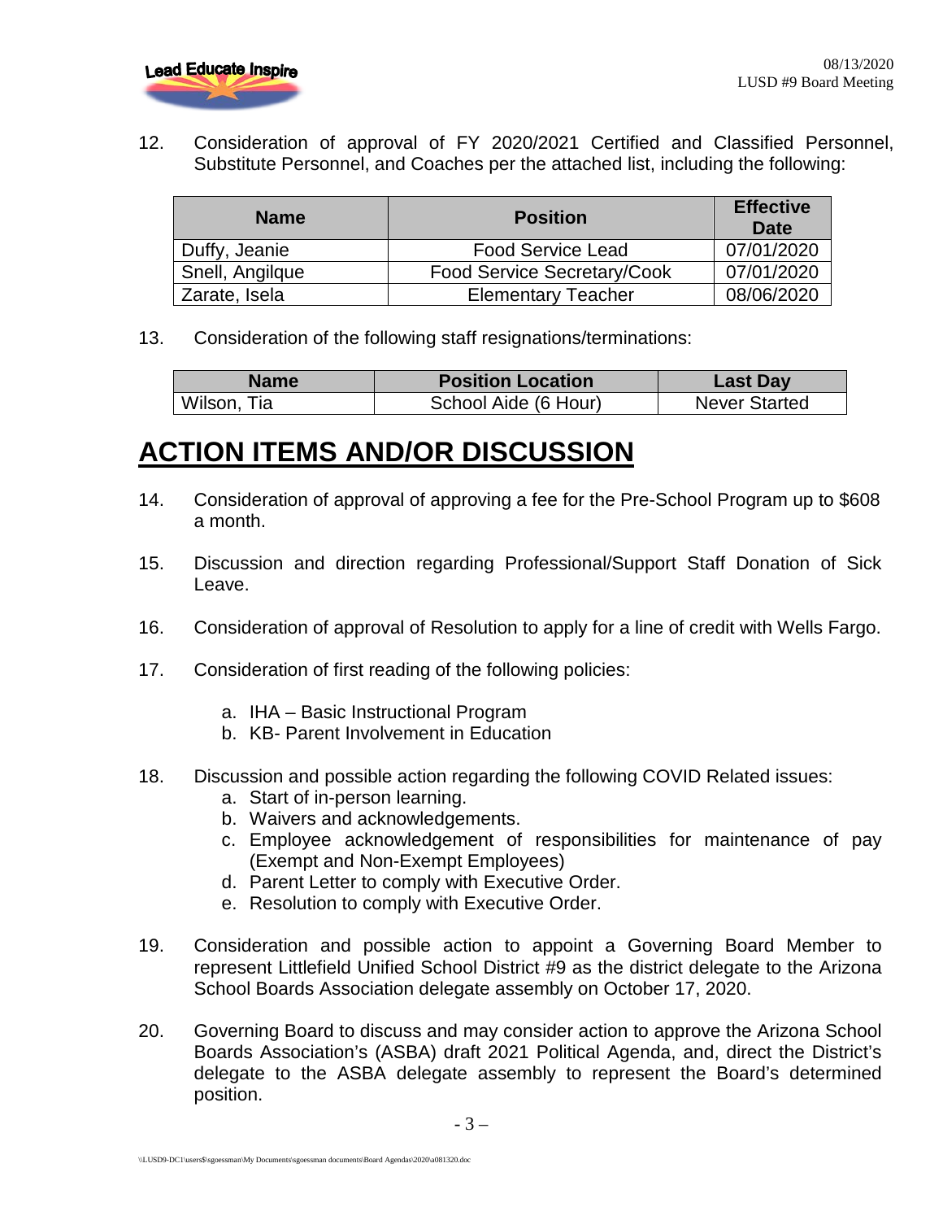12. Consideration of approval of FY 2020/2021 Certified and Classified Personnel, Substitute Personnel, and Coaches per the attached list, including the following:

| Name | Position | Effective Date |
|---|---|---|
| Duffy, Jeanie | Food Service Lead | 07/01/2020 |
| Snell, Angilque | Food Service Secretary/Cook | 07/01/2020 |
| Zarate, Isela | Elementary Teacher | 08/06/2020 |

13. Consideration of the following staff resignations/terminations:

| Name | Position Location | Last Day |
|---|---|---|
| Wilson, Tia | School Aide (6 Hour) | Never Started |

# ACTION ITEMS AND/OR DISCUSSION

14. Consideration of approval of approving a fee for the Pre-School Program up to $608 a month.

15. Discussion and direction regarding Professional/Support Staff Donation of Sick Leave.

16. Consideration of approval of Resolution to apply for a line of credit with Wells Fargo.

17. Consideration of first reading of the following policies:

    a. IHA – Basic Instructional Program
    b. KB- Parent Involvement in Education

18. Discussion and possible action regarding the following COVID Related issues:
    a. Start of in-person learning.
    b. Waivers and acknowledgements.
    c. Employee acknowledgement of responsibilities for maintenance of pay (Exempt and Non-Exempt Employees)
    d. Parent Letter to comply with Executive Order.
    e. Resolution to comply with Executive Order.

19. Consideration and possible action to appoint a Governing Board Member to represent Littlefield Unified School District #9 as the district delegate to the Arizona School Boards Association delegate assembly on October 17, 2020.

20. Governing Board to discuss and may consider action to approve the Arizona School Boards Association's (ASBA) draft 2021 Political Agenda, and, direct the District's delegate to the ASBA delegate assembly to represent the Board's determined position.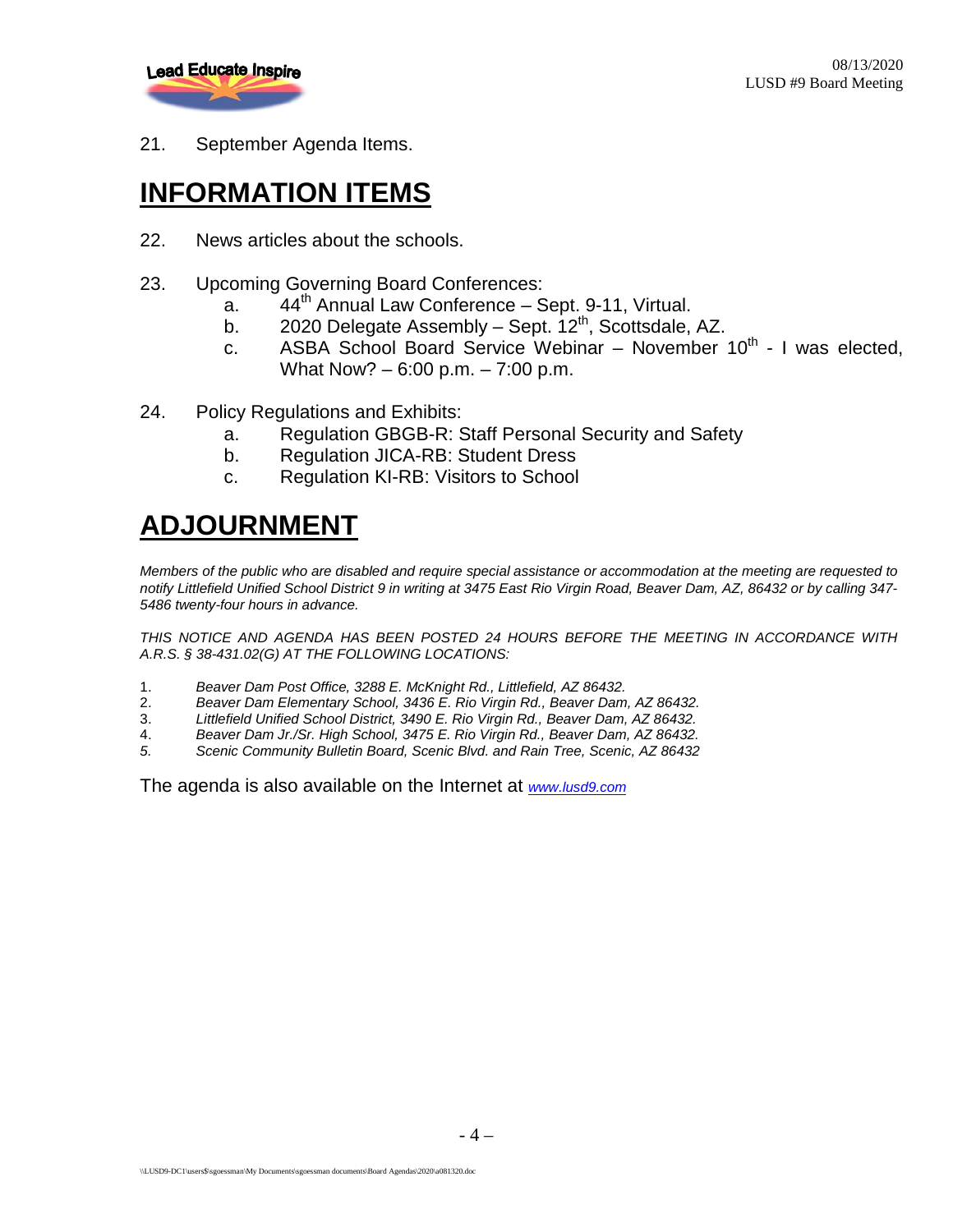21. September Agenda Items.

# INFORMATION ITEMS

22. News articles about the schools.

23. Upcoming Governing Board Conferences:
    a. 44th Annual Law Conference – Sept. 9-11, Virtual.
    b. 2020 Delegate Assembly – Sept. 12th, Scottsdale, AZ.
    c. ASBA School Board Service Webinar – November 10th - I was elected, What Now? – 6:00 p.m. – 7:00 p.m.

24. Policy Regulations and Exhibits:
    a. Regulation GBGB-R: Staff Personal Security and Safety
    b. Regulation JICA-RB: Student Dress
    c. Regulation KI-RB: Visitors to School

# ADJOURNMENT

*Members of the public who are disabled and require special assistance or accommodation at the meeting are requested to notify Littlefield Unified School District 9 in writing at 3475 East Rio Virgin Road, Beaver Dam, AZ, 86432 or by calling 347-5486 twenty-four hours in advance.*

*THIS NOTICE AND AGENDA HAS BEEN POSTED 24 HOURS BEFORE THE MEETING IN ACCORDANCE WITH A.R.S. § 38-431.02(G) AT THE FOLLOWING LOCATIONS:*

1. *Beaver Dam Post Office, 3288 E. McKnight Rd., Littlefield, AZ 86432.*
2. *Beaver Dam Elementary School, 3436 E. Rio Virgin Rd., Beaver Dam, AZ 86432.*
3. *Littlefield Unified School District, 3490 E. Rio Virgin Rd., Beaver Dam, AZ 86432.*
4. *Beaver Dam Jr./Sr. High School, 3475 E. Rio Virgin Rd., Beaver Dam, AZ 86432.*
5. *Scenic Community Bulletin Board, Scenic Blvd. and Rain Tree, Scenic, AZ 86432*

The agenda is also available on the Internet at *www.lusd9.com*